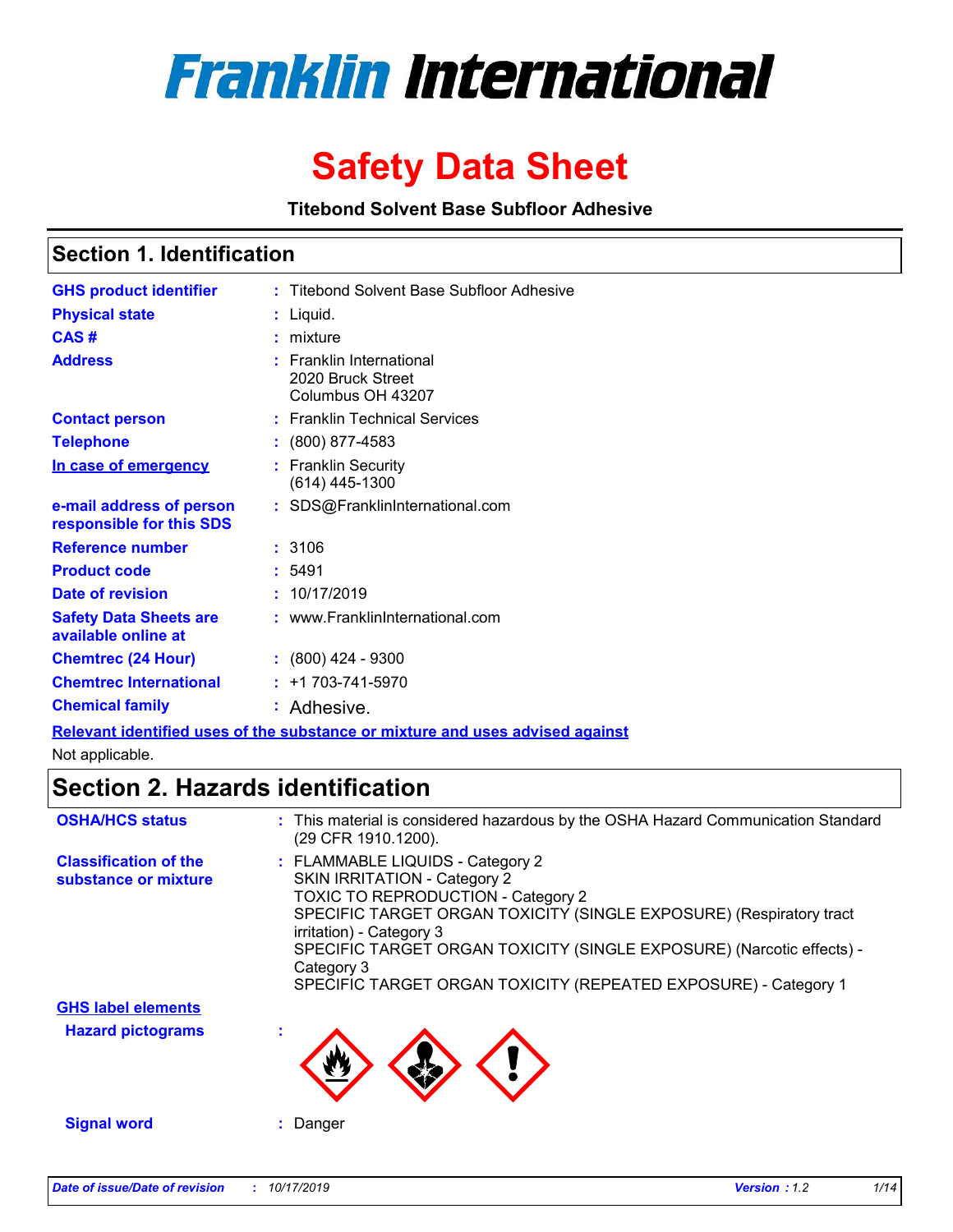# Franklin International

# Safety Data Sheet

**Titebond Solvent Base Subfloor Adhesive**

## Section 1. Identification

| | |
|---|---|
| **GHS product identifier** | : Titebond Solvent Base Subfloor Adhesive |
| **Physical state** | : Liquid. |
| **CAS #** | : mixture |
| **Address** | : Franklin International<br>2020 Bruck Street<br>Columbus OH 43207 |
| **Contact person** | : Franklin Technical Services |
| **Telephone** | : (800) 877-4583 |
| **In case of emergency** | : Franklin Security<br>(614) 445-1300 |
| **e-mail address of person responsible for this SDS** | : SDS@FranklinInternational.com |
| **Reference number** | : 3106 |
| **Product code** | : 5491 |
| **Date of revision** | : 10/17/2019 |
| **Safety Data Sheets are available online at** | : www.FranklinInternational.com |
| **Chemtrec (24 Hour)** | : (800) 424 - 9300 |
| **Chemtrec International** | : +1 703-741-5970 |
| **Chemical family** | : Adhesive. |

**Relevant identified uses of the substance or mixture and uses advised against**

Not applicable.

## Section 2. Hazards identification

**OSHA/HCS status** : This material is considered hazardous by the OSHA Hazard Communication Standard (29 CFR 1910.1200).

**Classification of the substance or mixture** :
FLAMMABLE LIQUIDS - Category 2
SKIN IRRITATION - Category 2
TOXIC TO REPRODUCTION - Category 2
SPECIFIC TARGET ORGAN TOXICITY (SINGLE EXPOSURE) (Respiratory tract irritation) - Category 3
SPECIFIC TARGET ORGAN TOXICITY (SINGLE EXPOSURE) (Narcotic effects) - Category 3
SPECIFIC TARGET ORGAN TOXICITY (REPEATED EXPOSURE) - Category 1

**GHS label elements**

**Hazard pictograms** :

**Signal word** : Danger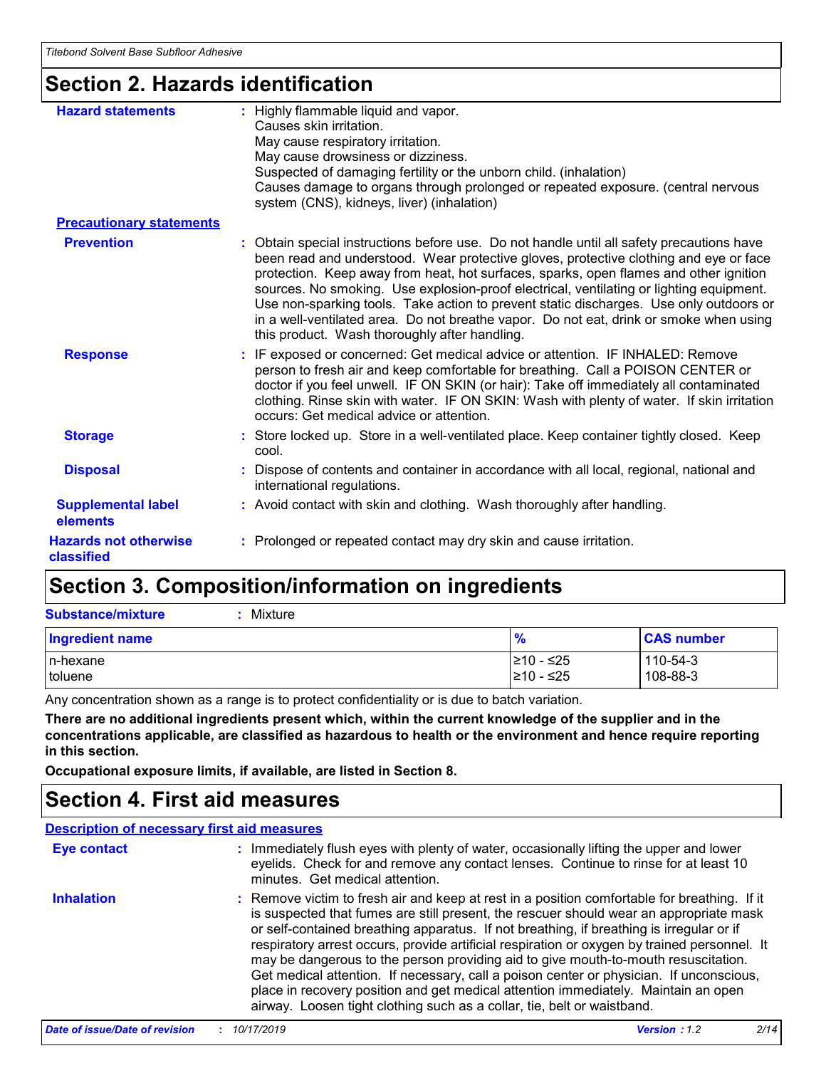## Section 2. Hazards identification

**Hazard statements** : Highly flammable liquid and vapor.
Causes skin irritation.
May cause respiratory irritation.
May cause drowsiness or dizziness.
Suspected of damaging fertility or the unborn child. (inhalation)
Causes damage to organs through prolonged or repeated exposure. (central nervous system (CNS), kidneys, liver) (inhalation)

**Precautionary statements**

**Prevention** : Obtain special instructions before use. Do not handle until all safety precautions have been read and understood. Wear protective gloves, protective clothing and eye or face protection. Keep away from heat, hot surfaces, sparks, open flames and other ignition sources. No smoking. Use explosion-proof electrical, ventilating or lighting equipment. Use non-sparking tools. Take action to prevent static discharges. Use only outdoors or in a well-ventilated area. Do not breathe vapor. Do not eat, drink or smoke when using this product. Wash thoroughly after handling.

**Response** : IF exposed or concerned: Get medical advice or attention. IF INHALED: Remove person to fresh air and keep comfortable for breathing. Call a POISON CENTER or doctor if you feel unwell. IF ON SKIN (or hair): Take off immediately all contaminated clothing. Rinse skin with water. IF ON SKIN: Wash with plenty of water. If skin irritation occurs: Get medical advice or attention.

**Storage** : Store locked up. Store in a well-ventilated place. Keep container tightly closed. Keep cool.

**Disposal** : Dispose of contents and container in accordance with all local, regional, national and international regulations.

**Supplemental label elements** : Avoid contact with skin and clothing. Wash thoroughly after handling.

**Hazards not otherwise classified** : Prolonged or repeated contact may dry skin and cause irritation.

## Section 3. Composition/information on ingredients

**Substance/mixture** : Mixture

| Ingredient name | % | CAS number |
|---|---|---|
| n-hexane | ≥10 - ≤25 | 110-54-3 |
| toluene | ≥10 - ≤25 | 108-88-3 |

Any concentration shown as a range is to protect confidentiality or is due to batch variation.

**There are no additional ingredients present which, within the current knowledge of the supplier and in the concentrations applicable, are classified as hazardous to health or the environment and hence require reporting in this section.**

**Occupational exposure limits, if available, are listed in Section 8.**

## Section 4. First aid measures

**Description of necessary first aid measures**

**Eye contact** : Immediately flush eyes with plenty of water, occasionally lifting the upper and lower eyelids. Check for and remove any contact lenses. Continue to rinse for at least 10 minutes. Get medical attention.

**Inhalation** : Remove victim to fresh air and keep at rest in a position comfortable for breathing. If it is suspected that fumes are still present, the rescuer should wear an appropriate mask or self-contained breathing apparatus. If not breathing, if breathing is irregular or if respiratory arrest occurs, provide artificial respiration or oxygen by trained personnel. It may be dangerous to the person providing aid to give mouth-to-mouth resuscitation. Get medical attention. If necessary, call a poison center or physician. If unconscious, place in recovery position and get medical attention immediately. Maintain an open airway. Loosen tight clothing such as a collar, tie, belt or waistband.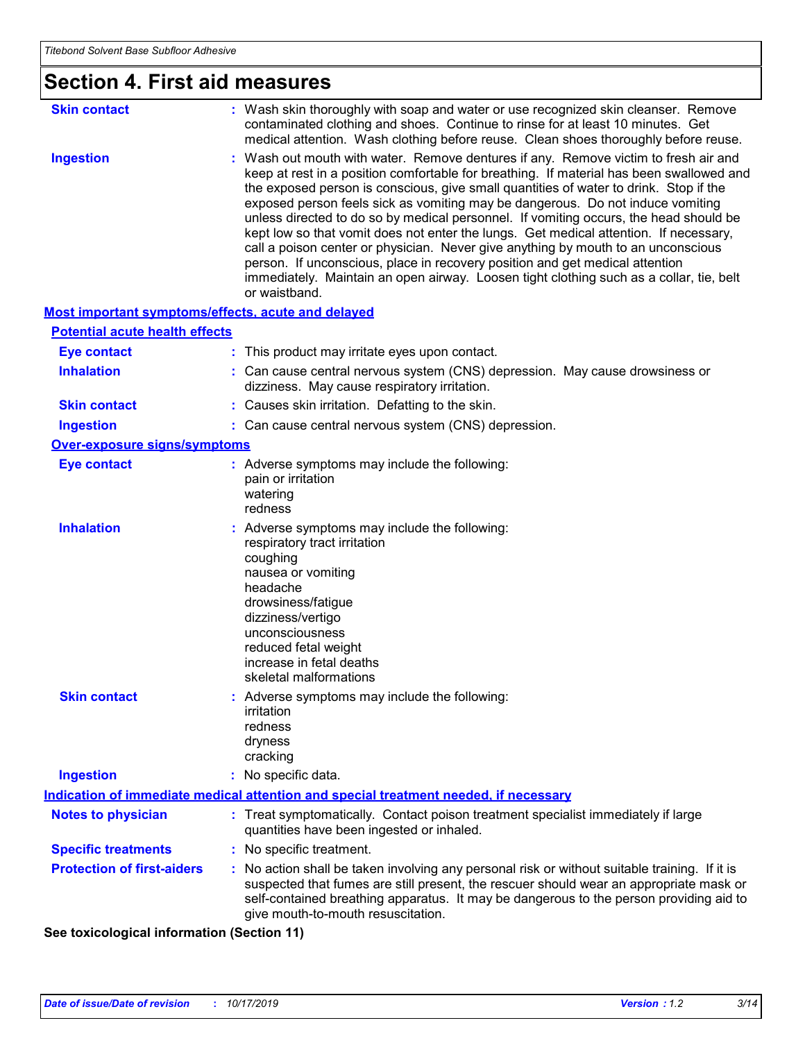## Section 4. First aid measures

**Skin contact** : Wash skin thoroughly with soap and water or use recognized skin cleanser. Remove contaminated clothing and shoes. Continue to rinse for at least 10 minutes. Get medical attention. Wash clothing before reuse. Clean shoes thoroughly before reuse.

**Ingestion** : Wash out mouth with water. Remove dentures if any. Remove victim to fresh air and keep at rest in a position comfortable for breathing. If material has been swallowed and the exposed person is conscious, give small quantities of water to drink. Stop if the exposed person feels sick as vomiting may be dangerous. Do not induce vomiting unless directed to do so by medical personnel. If vomiting occurs, the head should be kept low so that vomit does not enter the lungs. Get medical attention. If necessary, call a poison center or physician. Never give anything by mouth to an unconscious person. If unconscious, place in recovery position and get medical attention immediately. Maintain an open airway. Loosen tight clothing such as a collar, tie, belt or waistband.

### Most important symptoms/effects, acute and delayed

#### Potential acute health effects

**Eye contact** : This product may irritate eyes upon contact.

**Inhalation** : Can cause central nervous system (CNS) depression. May cause drowsiness or dizziness. May cause respiratory irritation.

**Skin contact** : Causes skin irritation. Defatting to the skin.

**Ingestion** : Can cause central nervous system (CNS) depression.

#### Over-exposure signs/symptoms

**Eye contact** : Adverse symptoms may include the following:
pain or irritation
watering
redness

**Inhalation** : Adverse symptoms may include the following:
respiratory tract irritation
coughing
nausea or vomiting
headache
drowsiness/fatigue
dizziness/vertigo
unconsciousness
reduced fetal weight
increase in fetal deaths
skeletal malformations

**Skin contact** : Adverse symptoms may include the following:
irritation
redness
dryness
cracking

**Ingestion** : No specific data.

### Indication of immediate medical attention and special treatment needed, if necessary

**Notes to physician** : Treat symptomatically. Contact poison treatment specialist immediately if large quantities have been ingested or inhaled.

**Specific treatments** : No specific treatment.

**Protection of first-aiders** : No action shall be taken involving any personal risk or without suitable training. If it is suspected that fumes are still present, the rescuer should wear an appropriate mask or self-contained breathing apparatus. It may be dangerous to the person providing aid to give mouth-to-mouth resuscitation.

**See toxicological information (Section 11)**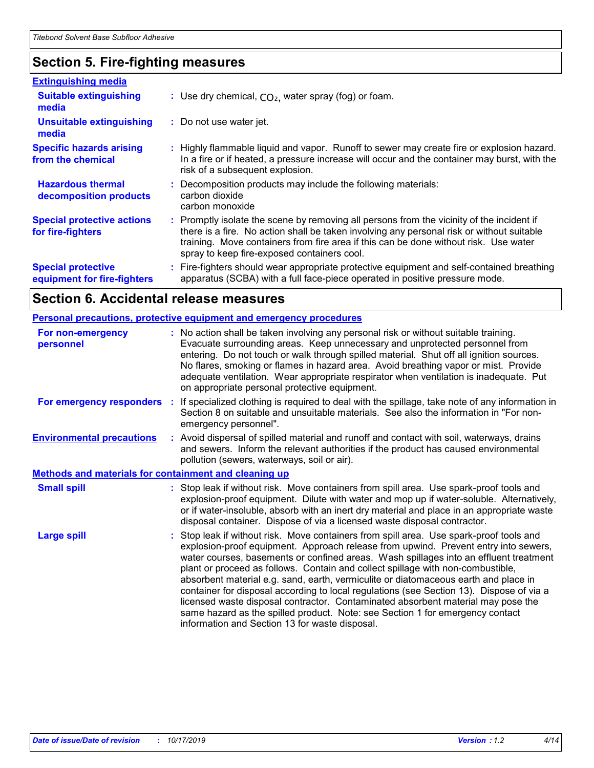## Section 5. Fire-fighting measures

### Extinguishing media

**Suitable extinguishing media** : Use dry chemical, $CO_2$, water spray (fog) or foam.

**Unsuitable extinguishing media** : Do not use water jet.

**Specific hazards arising from the chemical** : Highly flammable liquid and vapor. Runoff to sewer may create fire or explosion hazard. In a fire or if heated, a pressure increase will occur and the container may burst, with the risk of a subsequent explosion.

**Hazardous thermal decomposition products** : Decomposition products may include the following materials:
carbon dioxide
carbon monoxide

**Special protective actions for fire-fighters** : Promptly isolate the scene by removing all persons from the vicinity of the incident if there is a fire. No action shall be taken involving any personal risk or without suitable training. Move containers from fire area if this can be done without risk. Use water spray to keep fire-exposed containers cool.

**Special protective equipment for fire-fighters** : Fire-fighters should wear appropriate protective equipment and self-contained breathing apparatus (SCBA) with a full face-piece operated in positive pressure mode.

## Section 6. Accidental release measures

### Personal precautions, protective equipment and emergency procedures

**For non-emergency personnel** : No action shall be taken involving any personal risk or without suitable training. Evacuate surrounding areas. Keep unnecessary and unprotected personnel from entering. Do not touch or walk through spilled material. Shut off all ignition sources. No flares, smoking or flames in hazard area. Avoid breathing vapor or mist. Provide adequate ventilation. Wear appropriate respirator when ventilation is inadequate. Put on appropriate personal protective equipment.

**For emergency responders** : If specialized clothing is required to deal with the spillage, take note of any information in Section 8 on suitable and unsuitable materials. See also the information in "For non-emergency personnel".

**Environmental precautions** : Avoid dispersal of spilled material and runoff and contact with soil, waterways, drains and sewers. Inform the relevant authorities if the product has caused environmental pollution (sewers, waterways, soil or air).

### Methods and materials for containment and cleaning up

**Small spill** : Stop leak if without risk. Move containers from spill area. Use spark-proof tools and explosion-proof equipment. Dilute with water and mop up if water-soluble. Alternatively, or if water-insoluble, absorb with an inert dry material and place in an appropriate waste disposal container. Dispose of via a licensed waste disposal contractor.

**Large spill** : Stop leak if without risk. Move containers from spill area. Use spark-proof tools and explosion-proof equipment. Approach release from upwind. Prevent entry into sewers, water courses, basements or confined areas. Wash spillages into an effluent treatment plant or proceed as follows. Contain and collect spillage with non-combustible, absorbent material e.g. sand, earth, vermiculite or diatomaceous earth and place in container for disposal according to local regulations (see Section 13). Dispose of via a licensed waste disposal contractor. Contaminated absorbent material may pose the same hazard as the spilled product. Note: see Section 1 for emergency contact information and Section 13 for waste disposal.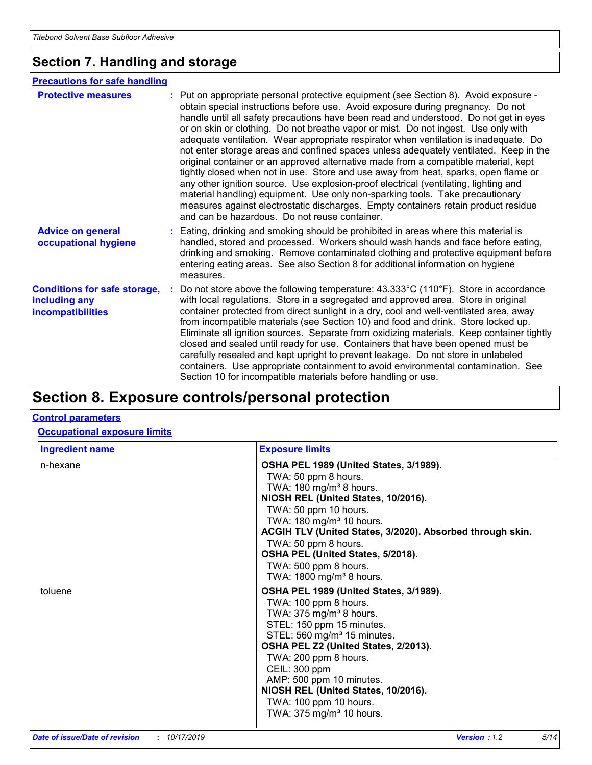## Section 7. Handling and storage

### Precautions for safe handling

**Protective measures** : Put on appropriate personal protective equipment (see Section 8). Avoid exposure - obtain special instructions before use. Avoid exposure during pregnancy. Do not handle until all safety precautions have been read and understood. Do not get in eyes or on skin or clothing. Do not breathe vapor or mist. Do not ingest. Use only with adequate ventilation. Wear appropriate respirator when ventilation is inadequate. Do not enter storage areas and confined spaces unless adequately ventilated. Keep in the original container or an approved alternative made from a compatible material, kept tightly closed when not in use. Store and use away from heat, sparks, open flame or any other ignition source. Use explosion-proof electrical (ventilating, lighting and material handling) equipment. Use only non-sparking tools. Take precautionary measures against electrostatic discharges. Empty containers retain product residue and can be hazardous. Do not reuse container.

**Advice on general occupational hygiene** : Eating, drinking and smoking should be prohibited in areas where this material is handled, stored and processed. Workers should wash hands and face before eating, drinking and smoking. Remove contaminated clothing and protective equipment before entering eating areas. See also Section 8 for additional information on hygiene measures.

**Conditions for safe storage, including any incompatibilities** : Do not store above the following temperature: 43.333°C (110°F). Store in accordance with local regulations. Store in a segregated and approved area. Store in original container protected from direct sunlight in a dry, cool and well-ventilated area, away from incompatible materials (see Section 10) and food and drink. Store locked up. Eliminate all ignition sources. Separate from oxidizing materials. Keep container tightly closed and sealed until ready for use. Containers that have been opened must be carefully resealed and kept upright to prevent leakage. Do not store in unlabeled containers. Use appropriate containment to avoid environmental contamination. See Section 10 for incompatible materials before handling or use.

## Section 8. Exposure controls/personal protection

### Control parameters

#### Occupational exposure limits

| Ingredient name | Exposure limits |
|---|---|
| n-hexane | **OSHA PEL 1989 (United States, 3/1989).**<br>TWA: 50 ppm 8 hours.<br>TWA: 180 mg/m³ 8 hours.<br>**NIOSH REL (United States, 10/2016).**<br>TWA: 50 ppm 10 hours.<br>TWA: 180 mg/m³ 10 hours.<br>**ACGIH TLV (United States, 3/2020). Absorbed through skin.**<br>TWA: 50 ppm 8 hours.<br>**OSHA PEL (United States, 5/2018).**<br>TWA: 500 ppm 8 hours.<br>TWA: 1800 mg/m³ 8 hours. |
| toluene | **OSHA PEL 1989 (United States, 3/1989).**<br>TWA: 100 ppm 8 hours.<br>TWA: 375 mg/m³ 8 hours.<br>STEL: 150 ppm 15 minutes.<br>STEL: 560 mg/m³ 15 minutes.<br>**OSHA PEL Z2 (United States, 2/2013).**<br>TWA: 200 ppm 8 hours.<br>CEIL: 300 ppm<br>AMP: 500 ppm 10 minutes.<br>**NIOSH REL (United States, 10/2016).**<br>TWA: 100 ppm 10 hours.<br>TWA: 375 mg/m³ 10 hours. |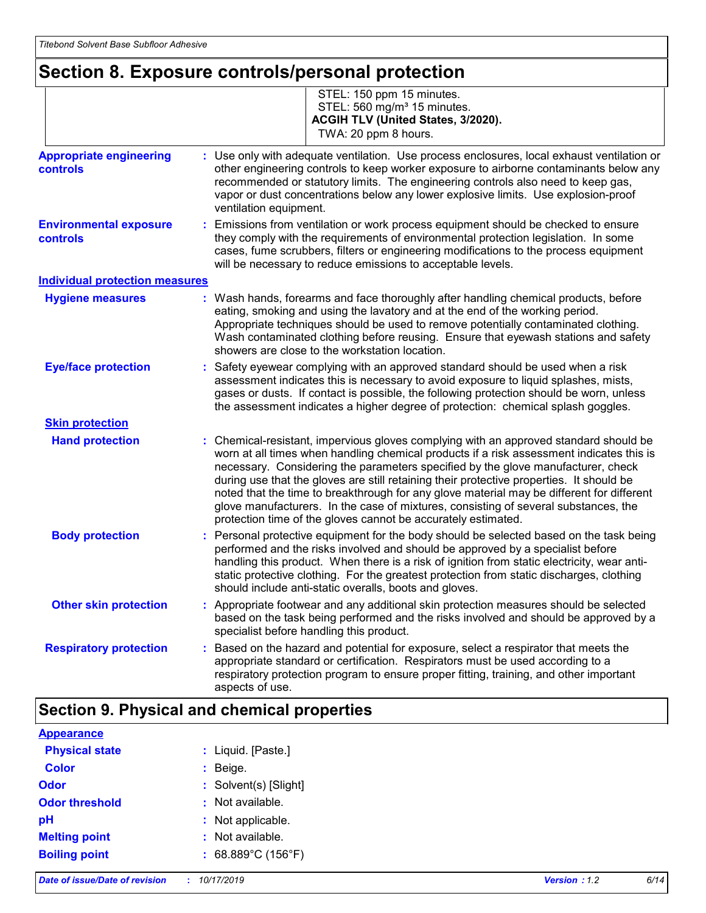## Section 8. Exposure controls/personal protection

| | |
|---|---|
| | STEL: 150 ppm 15 minutes.<br>STEL: 560 mg/m³ 15 minutes.<br>**ACGIH TLV (United States, 3/2020).**<br>TWA: 20 ppm 8 hours. |

**Appropriate engineering controls** : Use only with adequate ventilation. Use process enclosures, local exhaust ventilation or other engineering controls to keep worker exposure to airborne contaminants below any recommended or statutory limits. The engineering controls also need to keep gas, vapor or dust concentrations below any lower explosive limits. Use explosion-proof ventilation equipment.

**Environmental exposure controls** : Emissions from ventilation or work process equipment should be checked to ensure they comply with the requirements of environmental protection legislation. In some cases, fume scrubbers, filters or engineering modifications to the process equipment will be necessary to reduce emissions to acceptable levels.

### Individual protection measures

**Hygiene measures** : Wash hands, forearms and face thoroughly after handling chemical products, before eating, smoking and using the lavatory and at the end of the working period. Appropriate techniques should be used to remove potentially contaminated clothing. Wash contaminated clothing before reusing. Ensure that eyewash stations and safety showers are close to the workstation location.

**Eye/face protection** : Safety eyewear complying with an approved standard should be used when a risk assessment indicates this is necessary to avoid exposure to liquid splashes, mists, gases or dusts. If contact is possible, the following protection should be worn, unless the assessment indicates a higher degree of protection: chemical splash goggles.

**Skin protection**

**Hand protection** : Chemical-resistant, impervious gloves complying with an approved standard should be worn at all times when handling chemical products if a risk assessment indicates this is necessary. Considering the parameters specified by the glove manufacturer, check during use that the gloves are still retaining their protective properties. It should be noted that the time to breakthrough for any glove material may be different for different glove manufacturers. In the case of mixtures, consisting of several substances, the protection time of the gloves cannot be accurately estimated.

**Body protection** : Personal protective equipment for the body should be selected based on the task being performed and the risks involved and should be approved by a specialist before handling this product. When there is a risk of ignition from static electricity, wear anti-static protective clothing. For the greatest protection from static discharges, clothing should include anti-static overalls, boots and gloves.

**Other skin protection** : Appropriate footwear and any additional skin protection measures should be selected based on the task being performed and the risks involved and should be approved by a specialist before handling this product.

**Respiratory protection** : Based on the hazard and potential for exposure, select a respirator that meets the appropriate standard or certification. Respirators must be used according to a respiratory protection program to ensure proper fitting, training, and other important aspects of use.

## Section 9. Physical and chemical properties

**Appearance**

**Physical state** : Liquid. [Paste.]

**Color** : Beige.

**Odor** : Solvent(s) [Slight]

**Odor threshold** : Not available.

**pH** : Not applicable.

**Melting point** : Not available.

**Boiling point** : 68.889°C (156°F)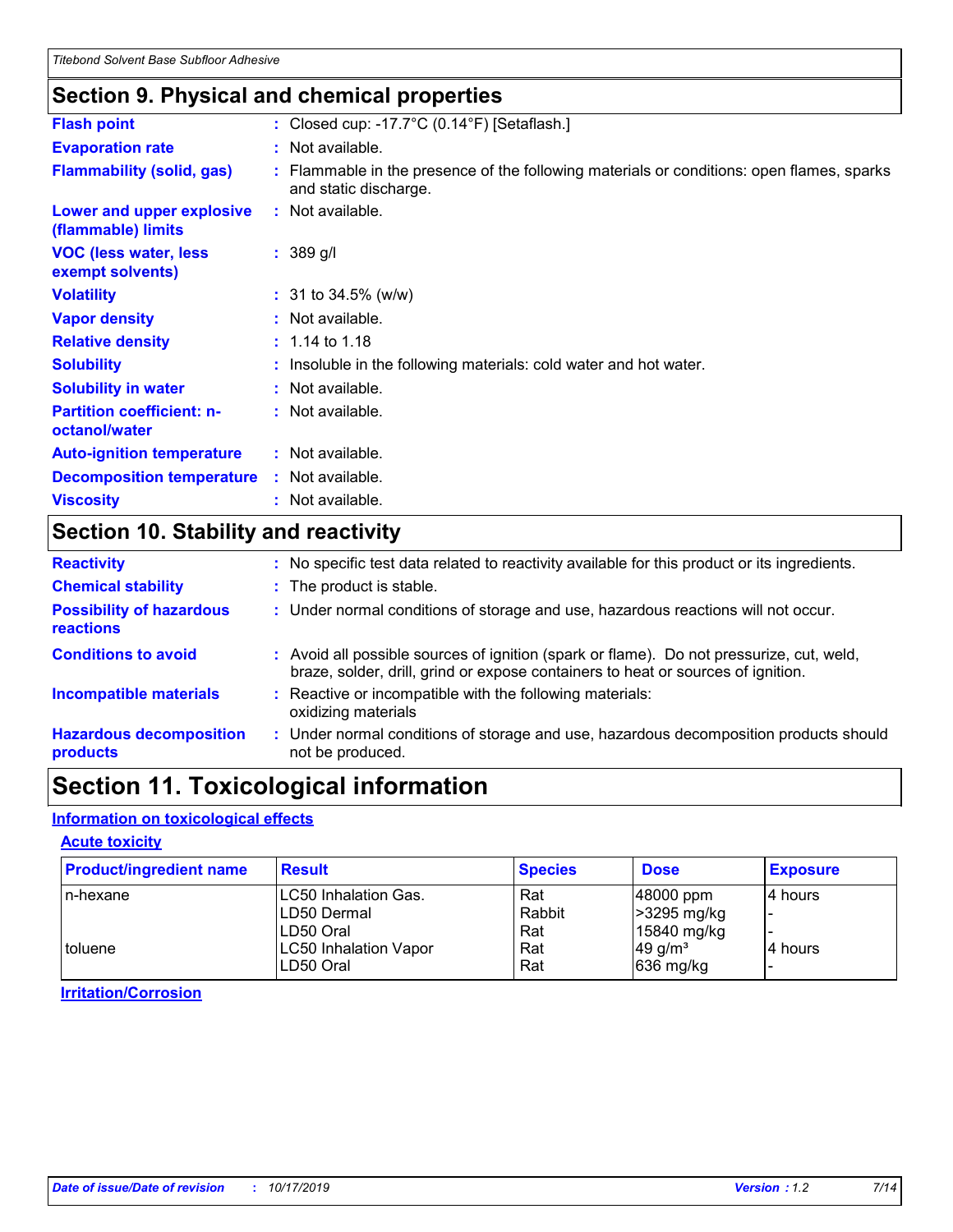## Section 9. Physical and chemical properties

| | |
|---|---|
| **Flash point** | : Closed cup: -17.7°C (0.14°F) [Setaflash.] |
| **Evaporation rate** | : Not available. |
| **Flammability (solid, gas)** | : Flammable in the presence of the following materials or conditions: open flames, sparks and static discharge. |
| **Lower and upper explosive (flammable) limits** | : Not available. |
| **VOC (less water, less exempt solvents)** | : 389 g/l |
| **Volatility** | : 31 to 34.5% (w/w) |
| **Vapor density** | : Not available. |
| **Relative density** | : 1.14 to 1.18 |
| **Solubility** | : Insoluble in the following materials: cold water and hot water. |
| **Solubility in water** | : Not available. |
| **Partition coefficient: n-octanol/water** | : Not available. |
| **Auto-ignition temperature** | : Not available. |
| **Decomposition temperature** | : Not available. |
| **Viscosity** | : Not available. |

## Section 10. Stability and reactivity

| | |
|---|---|
| **Reactivity** | : No specific test data related to reactivity available for this product or its ingredients. |
| **Chemical stability** | : The product is stable. |
| **Possibility of hazardous reactions** | : Under normal conditions of storage and use, hazardous reactions will not occur. |
| **Conditions to avoid** | : Avoid all possible sources of ignition (spark or flame). Do not pressurize, cut, weld, braze, solder, drill, grind or expose containers to heat or sources of ignition. |
| **Incompatible materials** | : Reactive or incompatible with the following materials: oxidizing materials |
| **Hazardous decomposition products** | : Under normal conditions of storage and use, hazardous decomposition products should not be produced. |

## Section 11. Toxicological information

### Information on toxicological effects

#### Acute toxicity

| Product/ingredient name | Result | Species | Dose | Exposure |
|---|---|---|---|---|
| n-hexane | LC50 Inhalation Gas. | Rat | 48000 ppm | 4 hours |
| | LD50 Dermal | Rabbit | >3295 mg/kg | - |
| | LD50 Oral | Rat | 15840 mg/kg | - |
| toluene | LC50 Inhalation Vapor | Rat | 49 g/m³ | 4 hours |
| | LD50 Oral | Rat | 636 mg/kg | - |

#### Irritation/Corrosion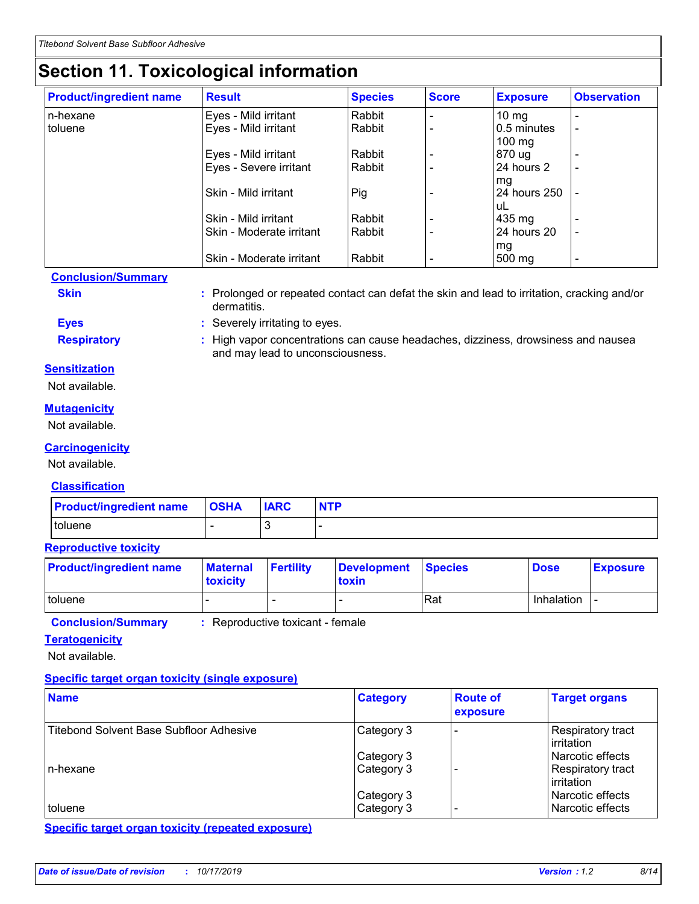## Section 11. Toxicological information

| Product/ingredient name | Result | Species | Score | Exposure | Observation |
|---|---|---|---|---|---|
| n-hexane | Eyes - Mild irritant | Rabbit | - | 10 mg | - |
| toluene | Eyes - Mild irritant | Rabbit | - | 0.5 minutes 100 mg | - |
| | Eyes - Mild irritant | Rabbit | - | 870 ug | - |
| | Eyes - Severe irritant | Rabbit | - | 24 hours 2 mg | - |
| | Skin - Mild irritant | Pig | - | 24 hours 250 uL | - |
| | Skin - Mild irritant | Rabbit | - | 435 mg | - |
| | Skin - Moderate irritant | Rabbit | - | 24 hours 20 mg | - |
| | Skin - Moderate irritant | Rabbit | - | 500 mg | - |

**Conclusion/Summary**

**Skin** : Prolonged or repeated contact can defat the skin and lead to irritation, cracking and/or dermatitis.

**Eyes** : Severely irritating to eyes.

**Respiratory** : High vapor concentrations can cause headaches, dizziness, drowsiness and nausea and may lead to unconsciousness.

**Sensitization**

Not available.

**Mutagenicity**

Not available.

**Carcinogenicity**

Not available.

**Classification**

| Product/ingredient name | OSHA | IARC | NTP |
|---|---|---|---|
| toluene | - | 3 | - |

**Reproductive toxicity**

| Product/ingredient name | Maternal toxicity | Fertility | Development toxin | Species | Dose | Exposure |
|---|---|---|---|---|---|---|
| toluene | - | - | - | Rat | Inhalation | - |

**Conclusion/Summary** : Reproductive toxicant - female

**Teratogenicity**

Not available.

**Specific target organ toxicity (single exposure)**

| Name | Category | Route of exposure | Target organs |
|---|---|---|---|
| Titebond Solvent Base Subfloor Adhesive | Category 3 | - | Respiratory tract irritation |
| | Category 3 | | Narcotic effects |
| n-hexane | Category 3 | - | Respiratory tract irritation |
| | Category 3 | | Narcotic effects |
| toluene | Category 3 | - | Narcotic effects |

**Specific target organ toxicity (repeated exposure)**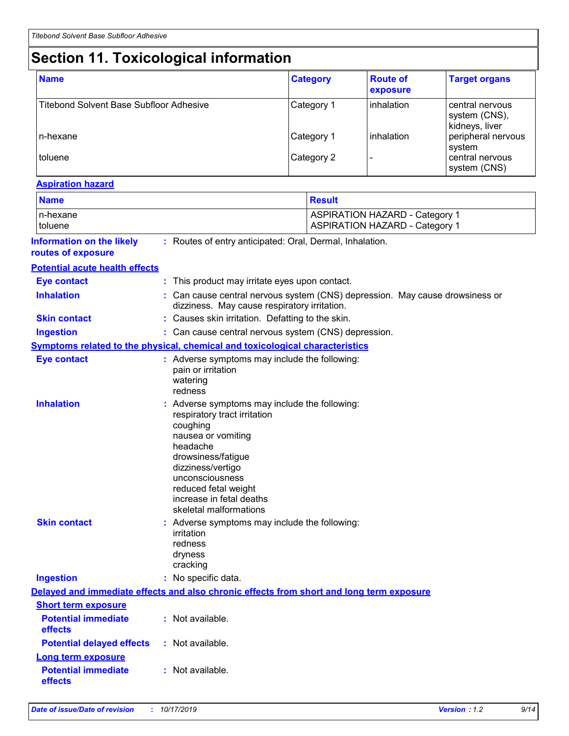# Section 11. Toxicological information

| Name | Category | Route of exposure | Target organs |
|---|---|---|---|
| Titebond Solvent Base Subfloor Adhesive | Category 1 | inhalation | central nervous system (CNS), kidneys, liver |
| n-hexane | Category 1 | inhalation | peripheral nervous system |
| toluene | Category 2 | - | central nervous system (CNS) |

**Aspiration hazard**

| Name | Result |
|---|---|
| n-hexane | ASPIRATION HAZARD - Category 1 |
| toluene | ASPIRATION HAZARD - Category 1 |

**Information on the likely routes of exposure** : Routes of entry anticipated: Oral, Dermal, Inhalation.

**Potential acute health effects**

**Eye contact** : This product may irritate eyes upon contact.

**Inhalation** : Can cause central nervous system (CNS) depression. May cause drowsiness or dizziness. May cause respiratory irritation.

**Skin contact** : Causes skin irritation. Defatting to the skin.

**Ingestion** : Can cause central nervous system (CNS) depression.

**Symptoms related to the physical, chemical and toxicological characteristics**

**Eye contact** : Adverse symptoms may include the following:
pain or irritation
watering
redness

**Inhalation** : Adverse symptoms may include the following:
respiratory tract irritation
coughing
nausea or vomiting
headache
drowsiness/fatigue
dizziness/vertigo
unconsciousness
reduced fetal weight
increase in fetal deaths
skeletal malformations

**Skin contact** : Adverse symptoms may include the following:
irritation
redness
dryness
cracking

**Ingestion** : No specific data.

**Delayed and immediate effects and also chronic effects from short and long term exposure**

**Short term exposure**

**Potential immediate effects** : Not available.

**Potential delayed effects** : Not available.

**Long term exposure**

**Potential immediate effects** : Not available.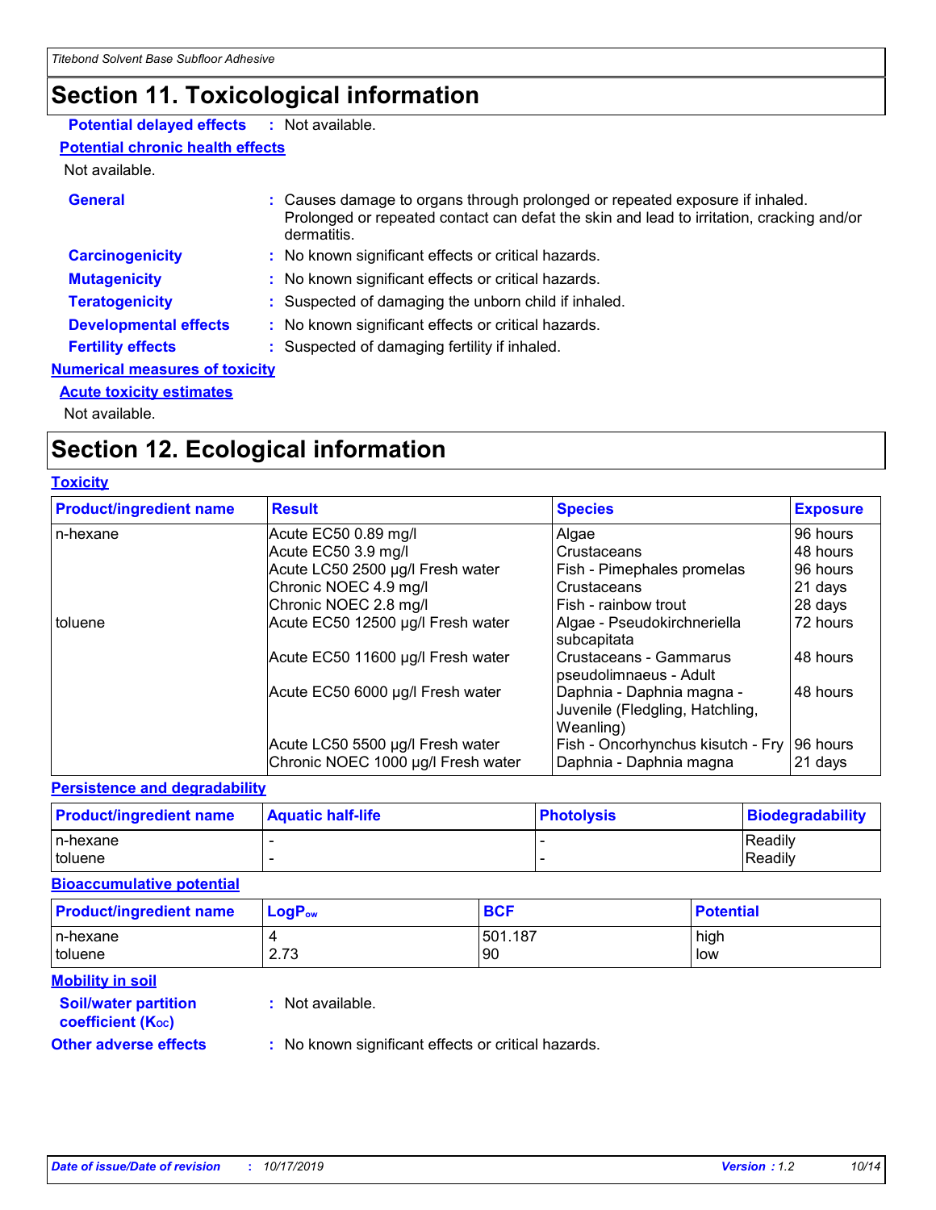# Section 11. Toxicological information

**Potential delayed effects** : Not available.

**Potential chronic health effects**

Not available.

**General** : Causes damage to organs through prolonged or repeated exposure if inhaled. Prolonged or repeated contact can defat the skin and lead to irritation, cracking and/or dermatitis.

**Carcinogenicity** : No known significant effects or critical hazards.

**Mutagenicity** : No known significant effects or critical hazards.

**Teratogenicity** : Suspected of damaging the unborn child if inhaled.

**Developmental effects** : No known significant effects or critical hazards.

**Fertility effects** : Suspected of damaging fertility if inhaled.

**Numerical measures of toxicity**

**Acute toxicity estimates**

Not available.

# Section 12. Ecological information

**Toxicity**

| Product/ingredient name | Result | Species | Exposure |
|---|---|---|---|
| n-hexane | Acute EC50 0.89 mg/l | Algae | 96 hours |
| | Acute EC50 3.9 mg/l | Crustaceans | 48 hours |
| | Acute LC50 2500 µg/l Fresh water | Fish - Pimephales promelas | 96 hours |
| | Chronic NOEC 4.9 mg/l | Crustaceans | 21 days |
| | Chronic NOEC 2.8 mg/l | Fish - rainbow trout | 28 days |
| toluene | Acute EC50 12500 µg/l Fresh water | Algae - Pseudokirchneriella subcapitata | 72 hours |
| | Acute EC50 11600 µg/l Fresh water | Crustaceans - Gammarus pseudolimnaeus - Adult | 48 hours |
| | Acute EC50 6000 µg/l Fresh water | Daphnia - Daphnia magna - Juvenile (Fledgling, Hatchling, Weanling) | 48 hours |
| | Acute LC50 5500 µg/l Fresh water | Fish - Oncorhynchus kisutch - Fry | 96 hours |
| | Chronic NOEC 1000 µg/l Fresh water | Daphnia - Daphnia magna | 21 days |

**Persistence and degradability**

| Product/ingredient name | Aquatic half-life | Photolysis | Biodegradability |
|---|---|---|---|
| n-hexane | - | - | Readily |
| toluene | - | - | Readily |

**Bioaccumulative potential**

| Product/ingredient name | $LogP_{ow}$ | BCF | Potential |
|---|---|---|---|
| n-hexane | 4 | 501.187 | high |
| toluene | 2.73 | 90 | low |

**Mobility in soil**

**Soil/water partition coefficient ($K_{OC}$)** : Not available.

**Other adverse effects** : No known significant effects or critical hazards.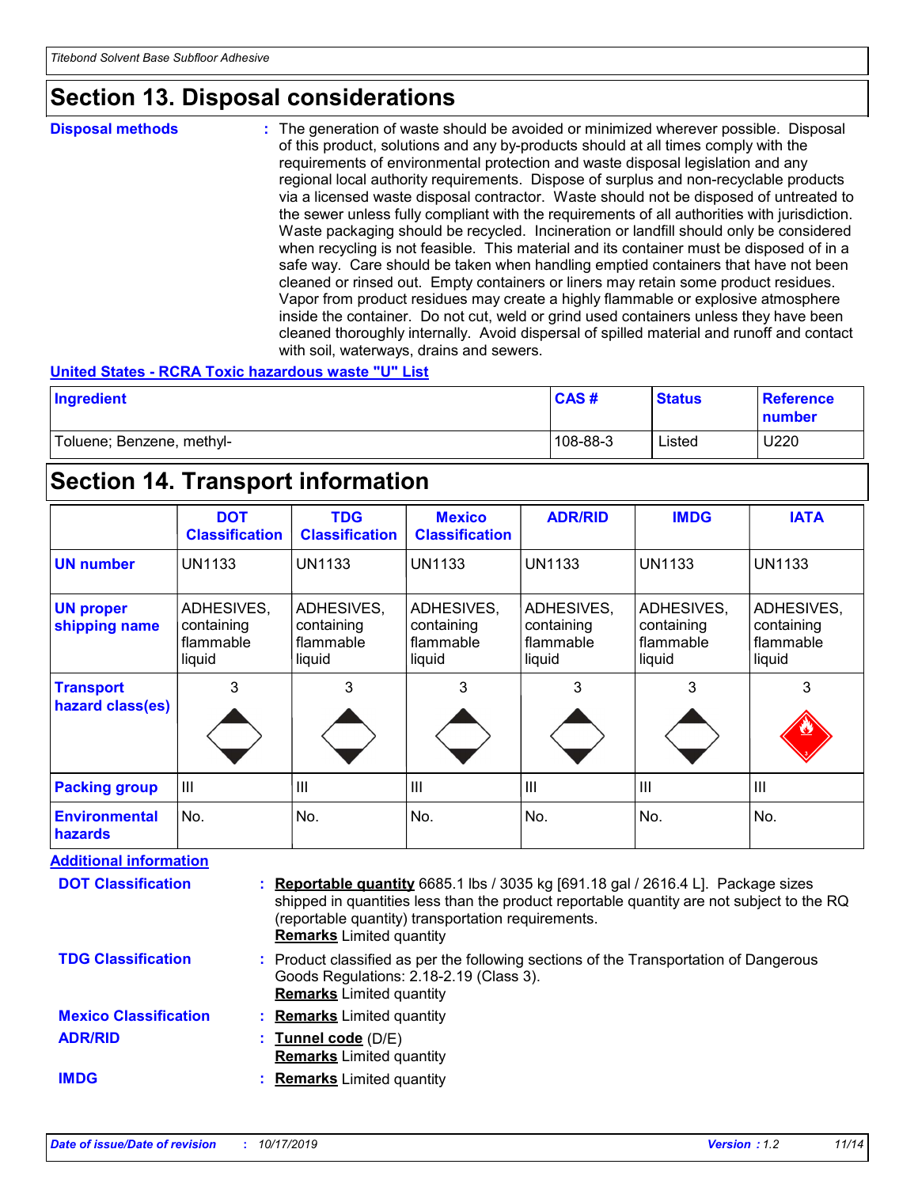## Section 13. Disposal considerations

**Disposal methods** : The generation of waste should be avoided or minimized wherever possible. Disposal of this product, solutions and any by-products should at all times comply with the requirements of environmental protection and waste disposal legislation and any regional local authority requirements. Dispose of surplus and non-recyclable products via a licensed waste disposal contractor. Waste should not be disposed of untreated to the sewer unless fully compliant with the requirements of all authorities with jurisdiction. Waste packaging should be recycled. Incineration or landfill should only be considered when recycling is not feasible. This material and its container must be disposed of in a safe way. Care should be taken when handling emptied containers that have not been cleaned or rinsed out. Empty containers or liners may retain some product residues. Vapor from product residues may create a highly flammable or explosive atmosphere inside the container. Do not cut, weld or grind used containers unless they have been cleaned thoroughly internally. Avoid dispersal of spilled material and runoff and contact with soil, waterways, drains and sewers.

**United States - RCRA Toxic hazardous waste "U" List**

| Ingredient | CAS # | Status | Reference number |
| --- | --- | --- | --- |
| Toluene; Benzene, methyl- | 108-88-3 | Listed | U220 |

## Section 14. Transport information

| | DOT Classification | TDG Classification | Mexico Classification | ADR/RID | IMDG | IATA |
| --- | --- | --- | --- | --- | --- | --- |
| **UN number** | UN1133 | UN1133 | UN1133 | UN1133 | UN1133 | UN1133 |
| **UN proper shipping name** | ADHESIVES, containing flammable liquid | ADHESIVES, containing flammable liquid | ADHESIVES, containing flammable liquid | ADHESIVES, containing flammable liquid | ADHESIVES, containing flammable liquid | ADHESIVES, containing flammable liquid |
| **Transport hazard class(es)** | 3 | 3 | 3 | 3 | 3 | 3 |
| **Packing group** | III | III | III | III | III | III |
| **Environmental hazards** | No. | No. | No. | No. | No. | No. |

**Additional information**

**DOT Classification** : **Reportable quantity** 6685.1 lbs / 3035 kg [691.18 gal / 2616.4 L]. Package sizes shipped in quantities less than the product reportable quantity are not subject to the RQ (reportable quantity) transportation requirements.
**Remarks** Limited quantity

**TDG Classification** : Product classified as per the following sections of the Transportation of Dangerous Goods Regulations: 2.18-2.19 (Class 3).
**Remarks** Limited quantity

**Mexico Classification** : **Remarks** Limited quantity

**ADR/RID** : **Tunnel code** (D/E)
**Remarks** Limited quantity

**IMDG** : **Remarks** Limited quantity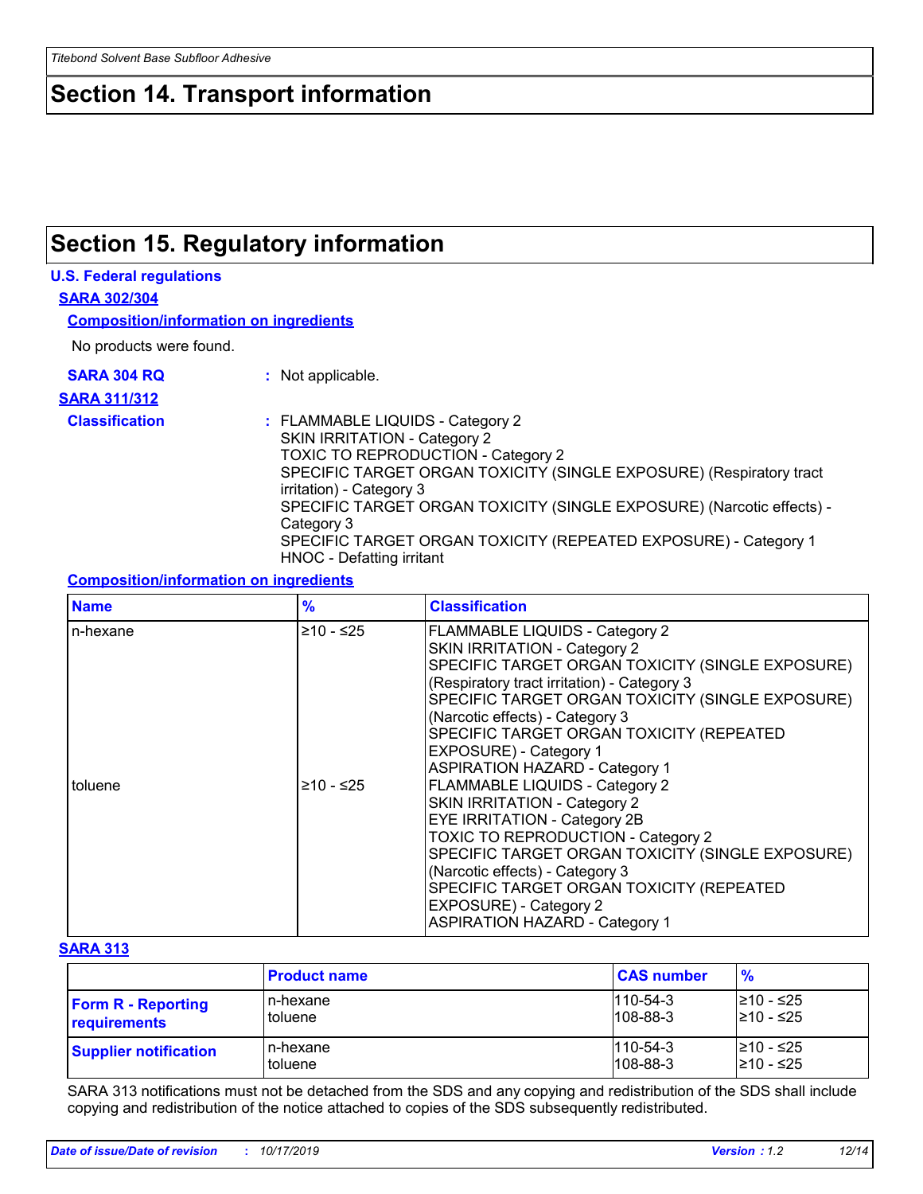## Section 14. Transport information

## Section 15. Regulatory information

### U.S. Federal regulations

**SARA 302/304**

**Composition/information on ingredients**

No products were found.

**SARA 304 RQ** : Not applicable.

**SARA 311/312**

**Classification** : FLAMMABLE LIQUIDS - Category 2
SKIN IRRITATION - Category 2
TOXIC TO REPRODUCTION - Category 2
SPECIFIC TARGET ORGAN TOXICITY (SINGLE EXPOSURE) (Respiratory tract irritation) - Category 3
SPECIFIC TARGET ORGAN TOXICITY (SINGLE EXPOSURE) (Narcotic effects) - Category 3
SPECIFIC TARGET ORGAN TOXICITY (REPEATED EXPOSURE) - Category 1
HNOC - Defatting irritant

**Composition/information on ingredients**

| Name | % | Classification |
|---|---|---|
| n-hexane | ≥10 - ≤25 | FLAMMABLE LIQUIDS - Category 2<br>SKIN IRRITATION - Category 2<br>SPECIFIC TARGET ORGAN TOXICITY (SINGLE EXPOSURE) (Respiratory tract irritation) - Category 3<br>SPECIFIC TARGET ORGAN TOXICITY (SINGLE EXPOSURE) (Narcotic effects) - Category 3<br>SPECIFIC TARGET ORGAN TOXICITY (REPEATED EXPOSURE) - Category 1<br>ASPIRATION HAZARD - Category 1 |
| toluene | ≥10 - ≤25 | FLAMMABLE LIQUIDS - Category 2<br>SKIN IRRITATION - Category 2<br>EYE IRRITATION - Category 2B<br>TOXIC TO REPRODUCTION - Category 2<br>SPECIFIC TARGET ORGAN TOXICITY (SINGLE EXPOSURE) (Narcotic effects) - Category 3<br>SPECIFIC TARGET ORGAN TOXICITY (REPEATED EXPOSURE) - Category 2<br>ASPIRATION HAZARD - Category 1 |

**SARA 313**

| | Product name | CAS number | % |
|---|---|---|---|
| **Form R - Reporting requirements** | n-hexane<br>toluene | 110-54-3<br>108-88-3 | ≥10 - ≤25<br>≥10 - ≤25 |
| **Supplier notification** | n-hexane<br>toluene | 110-54-3<br>108-88-3 | ≥10 - ≤25<br>≥10 - ≤25 |

SARA 313 notifications must not be detached from the SDS and any copying and redistribution of the SDS shall include copying and redistribution of the notice attached to copies of the SDS subsequently redistributed.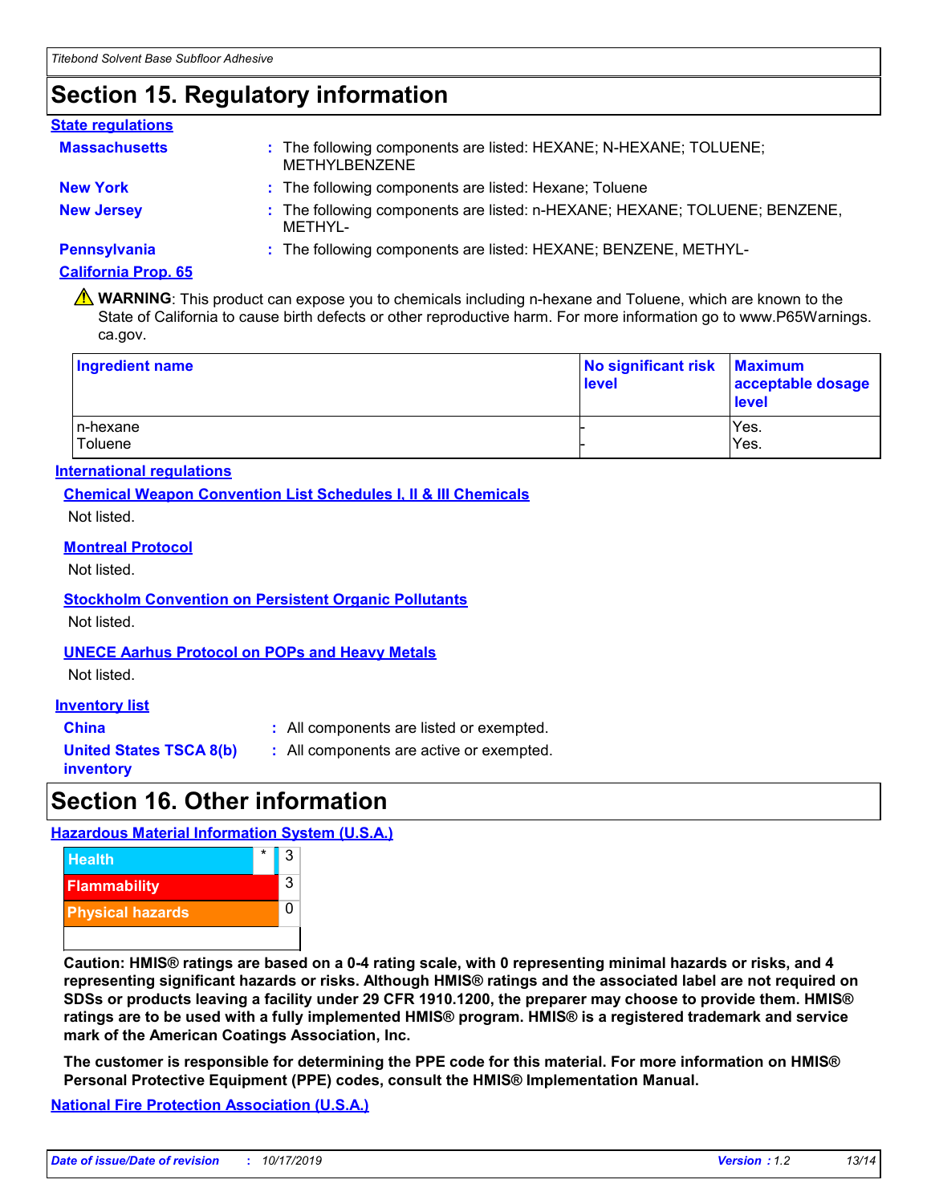# Section 15. Regulatory information

### State regulations

**Massachusetts** : The following components are listed: HEXANE; N-HEXANE; TOLUENE; METHYLBENZENE

**New York** : The following components are listed: Hexane; Toluene

**New Jersey** : The following components are listed: n-HEXANE; HEXANE; TOLUENE; BENZENE, METHYL-

**Pennsylvania** : The following components are listed: HEXANE; BENZENE, METHYL-

**California Prop. 65**

⚠ **WARNING**: This product can expose you to chemicals including n-hexane and Toluene, which are known to the State of California to cause birth defects or other reproductive harm. For more information go to www.P65Warnings.ca.gov.

| Ingredient name | No significant risk level | Maximum acceptable dosage level |
|---|---|---|
| n-hexane | - | Yes. |
| Toluene | - | Yes. |

### International regulations

**Chemical Weapon Convention List Schedules I, II & III Chemicals**

Not listed.

**Montreal Protocol**

Not listed.

**Stockholm Convention on Persistent Organic Pollutants**

Not listed.

**UNECE Aarhus Protocol on POPs and Heavy Metals**

Not listed.

### Inventory list

**China** : All components are listed or exempted.

**United States TSCA 8(b) inventory** : All components are active or exempted.

# Section 16. Other information

### Hazardous Material Information System (U.S.A.)

| | | |
|---|---|---|
| Health | * | 3 |
| Flammability | | 3 |
| Physical hazards | | 0 |

**Caution: HMIS® ratings are based on a 0-4 rating scale, with 0 representing minimal hazards or risks, and 4 representing significant hazards or risks. Although HMIS® ratings and the associated label are not required on SDSs or products leaving a facility under 29 CFR 1910.1200, the preparer may choose to provide them. HMIS® ratings are to be used with a fully implemented HMIS® program. HMIS® is a registered trademark and service mark of the American Coatings Association, Inc.**

**The customer is responsible for determining the PPE code for this material. For more information on HMIS® Personal Protective Equipment (PPE) codes, consult the HMIS® Implementation Manual.**

### National Fire Protection Association (U.S.A.)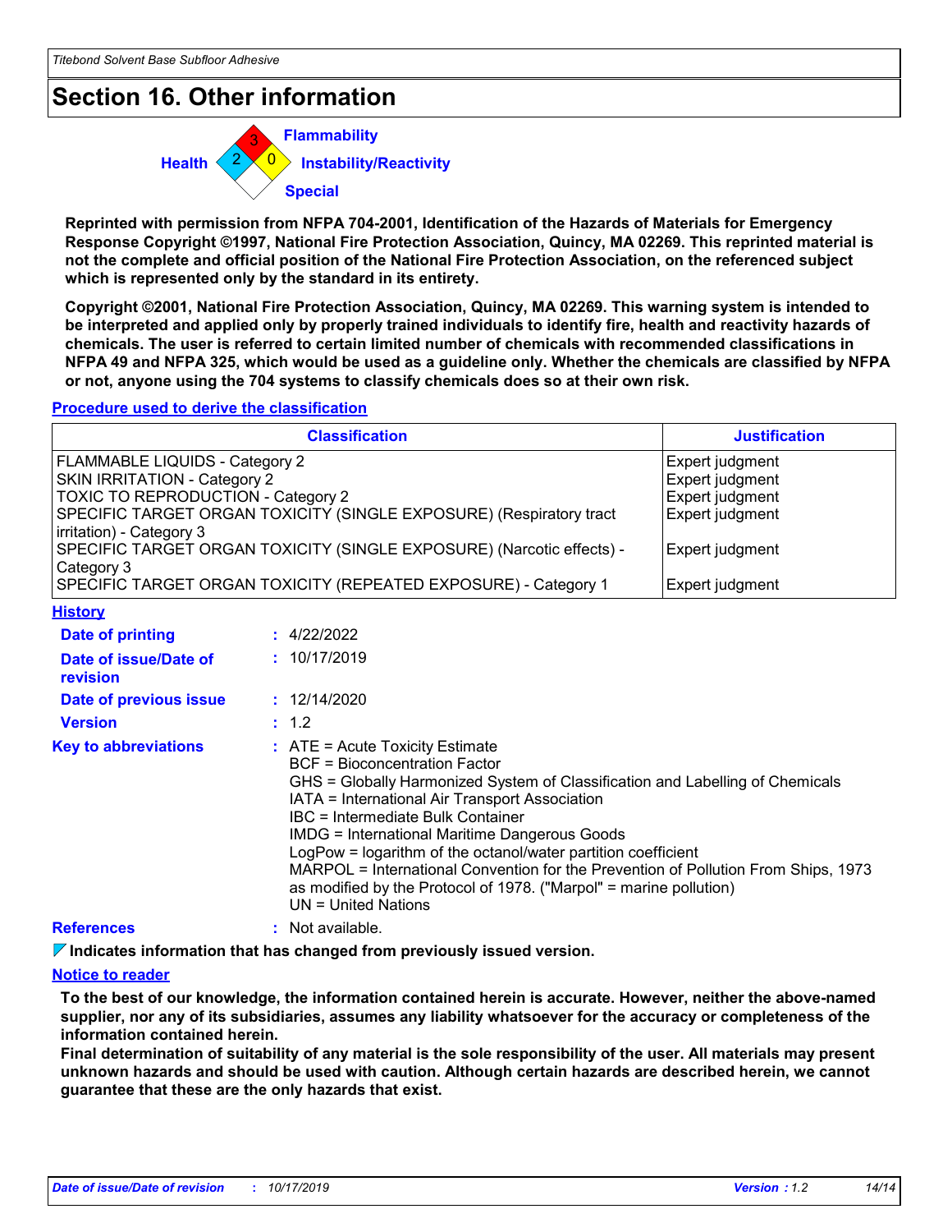# Section 16. Other information

Health: 2
Flammability: 3
Instability/Reactivity: 0
Special

**Reprinted with permission from NFPA 704-2001, Identification of the Hazards of Materials for Emergency Response Copyright ©1997, National Fire Protection Association, Quincy, MA 02269. This reprinted material is not the complete and official position of the National Fire Protection Association, on the referenced subject which is represented only by the standard in its entirety.**

**Copyright ©2001, National Fire Protection Association, Quincy, MA 02269. This warning system is intended to be interpreted and applied only by properly trained individuals to identify fire, health and reactivity hazards of chemicals. The user is referred to certain limited number of chemicals with recommended classifications in NFPA 49 and NFPA 325, which would be used as a guideline only. Whether the chemicals are classified by NFPA or not, anyone using the 704 systems to classify chemicals does so at their own risk.**

## Procedure used to derive the classification

| Classification | Justification |
|---|---|
| FLAMMABLE LIQUIDS - Category 2 | Expert judgment |
| SKIN IRRITATION - Category 2 | Expert judgment |
| TOXIC TO REPRODUCTION - Category 2 | Expert judgment |
| SPECIFIC TARGET ORGAN TOXICITY (SINGLE EXPOSURE) (Respiratory tract irritation) - Category 3 | Expert judgment |
| SPECIFIC TARGET ORGAN TOXICITY (SINGLE EXPOSURE) (Narcotic effects) - Category 3 | Expert judgment |
| SPECIFIC TARGET ORGAN TOXICITY (REPEATED EXPOSURE) - Category 1 | Expert judgment |

## History

**Date of printing** : 4/22/2022

**Date of issue/Date of revision** : 10/17/2019

**Date of previous issue** : 12/14/2020

**Version** : 1.2

**Key to abbreviations** :
ATE = Acute Toxicity Estimate
BCF = Bioconcentration Factor
GHS = Globally Harmonized System of Classification and Labelling of Chemicals
IATA = International Air Transport Association
IBC = Intermediate Bulk Container
IMDG = International Maritime Dangerous Goods
LogPow = logarithm of the octanol/water partition coefficient
MARPOL = International Convention for the Prevention of Pollution From Ships, 1973 as modified by the Protocol of 1978. ("Marpol" = marine pollution)
UN = United Nations

**References** : Not available.

**Indicates information that has changed from previously issued version.**

## Notice to reader

**To the best of our knowledge, the information contained herein is accurate. However, neither the above-named supplier, nor any of its subsidiaries, assumes any liability whatsoever for the accuracy or completeness of the information contained herein.**

**Final determination of suitability of any material is the sole responsibility of the user. All materials may present unknown hazards and should be used with caution. Although certain hazards are described herein, we cannot guarantee that these are the only hazards that exist.**